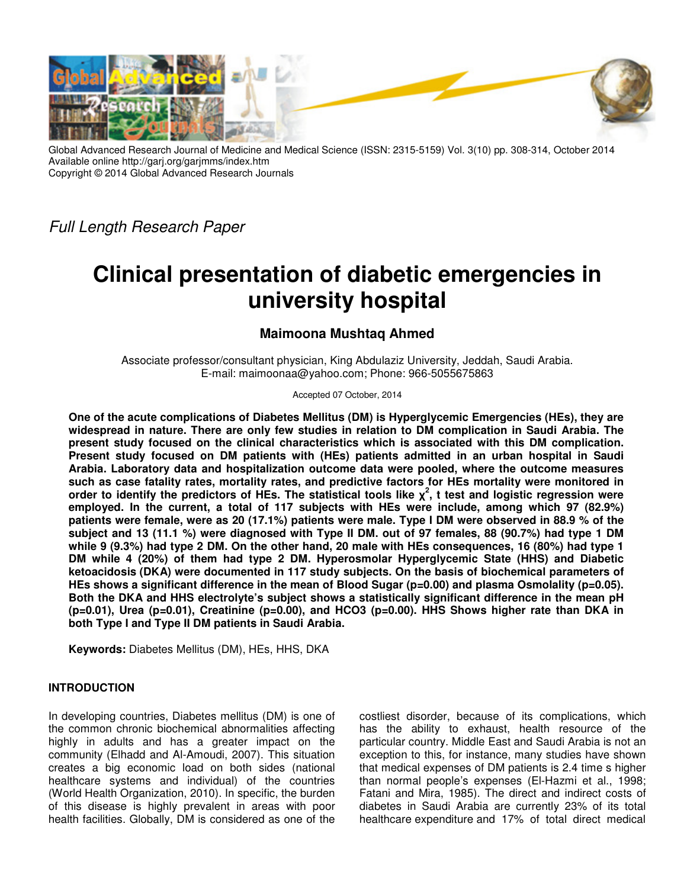Global Advanced Research Journal of Medicine and Medical Science (ISSN: 2315-5159) Vol. 3(10) pp. 308-314, October 2014
Available online http://garj.org/garjmms/index.htm
Copyright © 2014 Global Advanced Research Journals

*Full Length Research Paper*

# Clinical presentation of diabetic emergencies in university hospital

**Maimoona Mushtaq Ahmed**

Associate professor/consultant physician, King Abdulaziz University, Jeddah, Saudi Arabia.
E-mail: maimoonaa@yahoo.com; Phone: 966-5055675863

Accepted 07 October, 2014

**One of the acute complications of Diabetes Mellitus (DM) is Hyperglycemic Emergencies (HEs), they are widespread in nature. There are only few studies in relation to DM complication in Saudi Arabia. The present study focused on the clinical characteristics which is associated with this DM complication. Present study focused on DM patients with (HEs) patients admitted in an urban hospital in Saudi Arabia. Laboratory data and hospitalization outcome data were pooled, where the outcome measures such as case fatality rates, mortality rates, and predictive factors for HEs mortality were monitored in order to identify the predictors of HEs. The statistical tools like $\chi^2$, t test and logistic regression were employed. In the current, a total of 117 subjects with HEs were include, among which 97 (82.9%) patients were female, were as 20 (17.1%) patients were male. Type I DM were observed in 88.9 % of the subject and 13 (11.1 %) were diagnosed with Type II DM. out of 97 females, 88 (90.7%) had type 1 DM while 9 (9.3%) had type 2 DM. On the other hand, 20 male with HEs consequences, 16 (80%) had type 1 DM while 4 (20%) of them had type 2 DM. Hyperosmolar Hyperglycemic State (HHS) and Diabetic ketoacidosis (DKA) were documented in 117 study subjects. On the basis of biochemical parameters of HEs shows a significant difference in the mean of Blood Sugar (p=0.00) and plasma Osmolality (p=0.05). Both the DKA and HHS electrolyte's subject shows a statistically significant difference in the mean pH (p=0.01), Urea (p=0.01), Creatinine (p=0.00), and HCO3 (p=0.00). HHS Shows higher rate than DKA in both Type I and Type II DM patients in Saudi Arabia.**

**Keywords:** Diabetes Mellitus (DM), HEs, HHS, DKA

## INTRODUCTION

In developing countries, Diabetes mellitus (DM) is one of the common chronic biochemical abnormalities affecting highly in adults and has a greater impact on the community (Elhadd and Al-Amoudi, 2007). This situation creates a big economic load on both sides (national healthcare systems and individual) of the countries (World Health Organization, 2010). In specific, the burden of this disease is highly prevalent in areas with poor health facilities. Globally, DM is considered as one of the costliest disorder, because of its complications, which has the ability to exhaust, health resource of the particular country. Middle East and Saudi Arabia is not an exception to this, for instance, many studies have shown that medical expenses of DM patients is 2.4 time s higher than normal people's expenses (El-Hazmi et al., 1998; Fatani and Mira, 1985). The direct and indirect costs of diabetes in Saudi Arabia are currently 23% of its total healthcare expenditure and 17% of total direct medical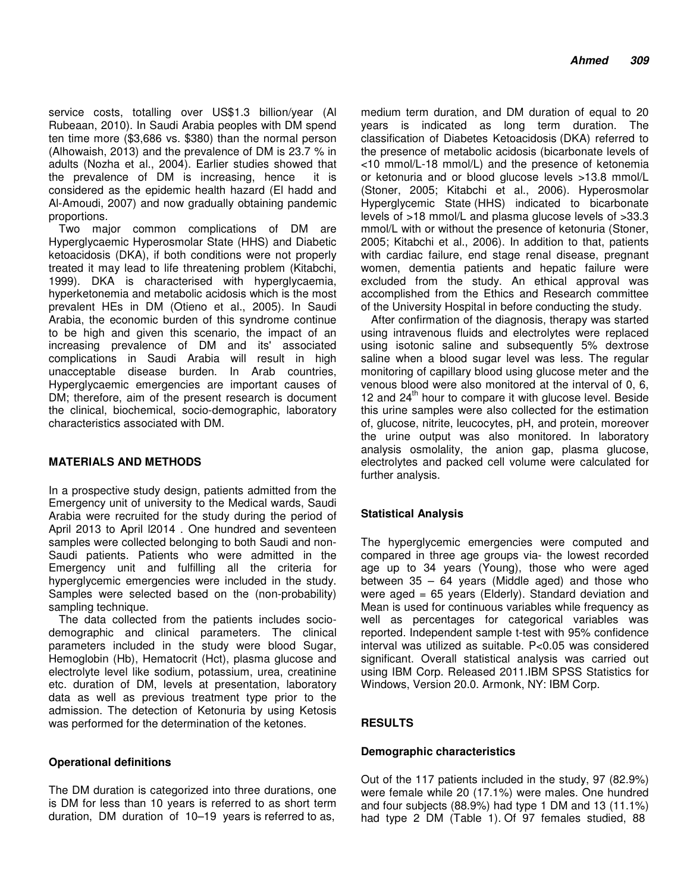service costs, totalling over US$1.3 billion/year (Al Rubeaan, 2010). In Saudi Arabia peoples with DM spend ten time more ($3,686 vs. $380) than the normal person (Alhowaish, 2013) and the prevalence of DM is 23.7 % in adults (Nozha et al., 2004). Earlier studies showed that the prevalence of DM is increasing, hence it is considered as the epidemic health hazard (El hadd and Al-Amoudi, 2007) and now gradually obtaining pandemic proportions.

Two major common complications of DM are Hyperglycaemic Hyperosmolar State (HHS) and Diabetic ketoacidosis (DKA), if both conditions were not properly treated it may lead to life threatening problem (Kitabchi, 1999). DKA is characterised with hyperglycaemia, hyperketonemia and metabolic acidosis which is the most prevalent HEs in DM (Otieno et al., 2005). In Saudi Arabia, the economic burden of this syndrome continue to be high and given this scenario, the impact of an increasing prevalence of DM and its' associated complications in Saudi Arabia will result in high unacceptable disease burden. In Arab countries, Hyperglycaemic emergencies are important causes of DM; therefore, aim of the present research is document the clinical, biochemical, socio-demographic, laboratory characteristics associated with DM.

## MATERIALS AND METHODS

In a prospective study design, patients admitted from the Emergency unit of university to the Medical wards, Saudi Arabia were recruited for the study during the period of April 2013 to April l2014 . One hundred and seventeen samples were collected belonging to both Saudi and non-Saudi patients. Patients who were admitted in the Emergency unit and fulfilling all the criteria for hyperglycemic emergencies were included in the study. Samples were selected based on the (non-probability) sampling technique.

The data collected from the patients includes socio-demographic and clinical parameters. The clinical parameters included in the study were blood Sugar, Hemoglobin (Hb), Hematocrit (Hct), plasma glucose and electrolyte level like sodium, potassium, urea, creatinine etc. duration of DM, levels at presentation, laboratory data as well as previous treatment type prior to the admission. The detection of Ketonuria by using Ketosis was performed for the determination of the ketones.

### Operational definitions

The DM duration is categorized into three durations, one is DM for less than 10 years is referred to as short term duration, DM duration of 10–19 years is referred to as, medium term duration, and DM duration of equal to 20 years is indicated as long term duration. The classification of Diabetes Ketoacidosis (DKA) referred to the presence of metabolic acidosis (bicarbonate levels of <10 mmol/L-18 mmol/L) and the presence of ketonemia or ketonuria and or blood glucose levels >13.8 mmol/L (Stoner, 2005; Kitabchi et al., 2006). Hyperosmolar Hyperglycemic State (HHS) indicated to bicarbonate levels of >18 mmol/L and plasma glucose levels of >33.3 mmol/L with or without the presence of ketonuria (Stoner, 2005; Kitabchi et al., 2006). In addition to that, patients with cardiac failure, end stage renal disease, pregnant women, dementia patients and hepatic failure were excluded from the study. An ethical approval was accomplished from the Ethics and Research committee of the University Hospital in before conducting the study.

After confirmation of the diagnosis, therapy was started using intravenous fluids and electrolytes were replaced using isotonic saline and subsequently 5% dextrose saline when a blood sugar level was less. The regular monitoring of capillary blood using glucose meter and the venous blood were also monitored at the interval of 0, 6, 12 and 24$^{th}$ hour to compare it with glucose level. Beside this urine samples were also collected for the estimation of, glucose, nitrite, leucocytes, pH, and protein, moreover the urine output was also monitored. In laboratory analysis osmolality, the anion gap, plasma glucose, electrolytes and packed cell volume were calculated for further analysis.

### Statistical Analysis

The hyperglycemic emergencies were computed and compared in three age groups via- the lowest recorded age up to 34 years (Young), those who were aged between 35 – 64 years (Middle aged) and those who were aged = 65 years (Elderly). Standard deviation and Mean is used for continuous variables while frequency as well as percentages for categorical variables was reported. Independent sample t-test with 95% confidence interval was utilized as suitable. P<0.05 was considered significant. Overall statistical analysis was carried out using IBM Corp. Released 2011.IBM SPSS Statistics for Windows, Version 20.0. Armonk, NY: IBM Corp.

## RESULTS

### Demographic characteristics

Out of the 117 patients included in the study, 97 (82.9%) were female while 20 (17.1%) were males. One hundred and four subjects (88.9%) had type 1 DM and 13 (11.1%) had type 2 DM (Table 1). Of 97 females studied, 88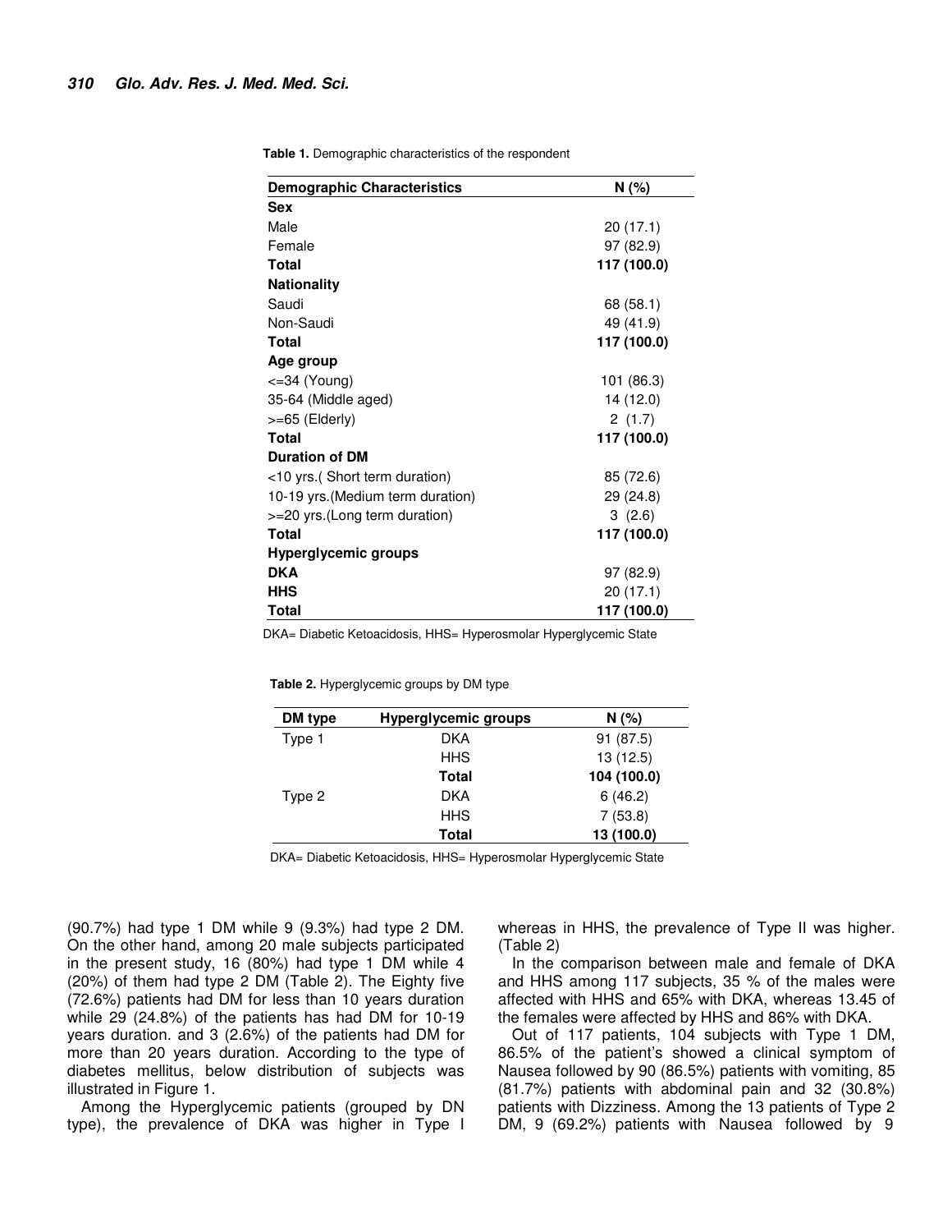**Table 1.** Demographic characteristics of the respondent

| Demographic Characteristics | N (%) |
|---|---|
| **Sex** | |
| Male | 20 (17.1) |
| Female | 97 (82.9) |
| **Total** | **117 (100.0)** |
| **Nationality** | |
| Saudi | 68 (58.1) |
| Non-Saudi | 49 (41.9) |
| **Total** | **117 (100.0)** |
| **Age group** | |
| <=34 (Young) | 101 (86.3) |
| 35-64 (Middle aged) | 14 (12.0) |
| >=65 (Elderly) | 2 (1.7) |
| **Total** | **117 (100.0)** |
| **Duration of DM** | |
| <10 yrs.( Short term duration) | 85 (72.6) |
| 10-19 yrs.(Medium term duration) | 29 (24.8) |
| >=20 yrs.(Long term duration) | 3 (2.6) |
| **Total** | **117 (100.0)** |
| **Hyperglycemic groups** | |
| **DKA** | 97 (82.9) |
| **HHS** | 20 (17.1) |
| **Total** | **117 (100.0)** |

DKA= Diabetic Ketoacidosis, HHS= Hyperosmolar Hyperglycemic State

**Table 2.** Hyperglycemic groups by DM type

| DM type | Hyperglycemic groups | N (%) |
|---|---|---|
| Type 1 | DKA | 91 (87.5) |
| | HHS | 13 (12.5) |
| | **Total** | **104 (100.0)** |
| Type 2 | DKA | 6 (46.2) |
| | HHS | 7 (53.8) |
| | **Total** | **13 (100.0)** |

DKA= Diabetic Ketoacidosis, HHS= Hyperosmolar Hyperglycemic State

(90.7%) had type 1 DM while 9 (9.3%) had type 2 DM. On the other hand, among 20 male subjects participated in the present study, 16 (80%) had type 1 DM while 4 (20%) of them had type 2 DM (Table 2). The Eighty five (72.6%) patients had DM for less than 10 years duration while 29 (24.8%) of the patients has had DM for 10-19 years duration. and 3 (2.6%) of the patients had DM for more than 20 years duration. According to the type of diabetes mellitus, below distribution of subjects was illustrated in Figure 1.

Among the Hyperglycemic patients (grouped by DN type), the prevalence of DKA was higher in Type I whereas in HHS, the prevalence of Type II was higher. (Table 2)

In the comparison between male and female of DKA and HHS among 117 subjects, 35 % of the males were affected with HHS and 65% with DKA, whereas 13.45 of the females were affected by HHS and 86% with DKA.

Out of 117 patients, 104 subjects with Type 1 DM, 86.5% of the patient's showed a clinical symptom of Nausea followed by 90 (86.5%) patients with vomiting, 85 (81.7%) patients with abdominal pain and 32 (30.8%) patients with Dizziness. Among the 13 patients of Type 2 DM, 9 (69.2%) patients with Nausea followed by 9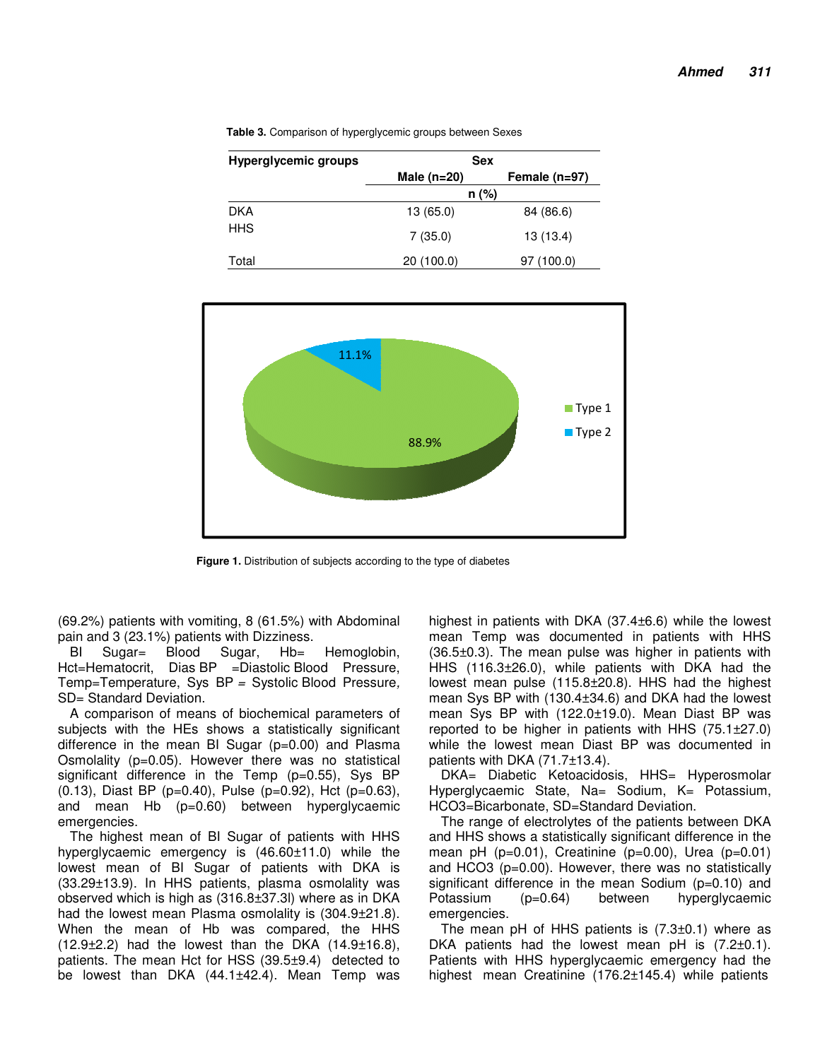**Table 3.** Comparison of hyperglycemic groups between Sexes

| Hyperglycemic groups | Sex | |
|---|---|---|
| | Male (n=20) | Female (n=97) |
| | n (%) | |
| DKA | 13 (65.0) | 84 (86.6) |
| HHS | 7 (35.0) | 13 (13.4) |
| Total | 20 (100.0) | 97 (100.0) |

**Figure 1.** Distribution of subjects according to the type of diabetes

(69.2%) patients with vomiting, 8 (61.5%) with Abdominal pain and 3 (23.1%) patients with Dizziness.

Bl Sugar= Blood Sugar, Hb= Hemoglobin, Hct=Hematocrit, Dias BP =Diastolic Blood Pressure, Temp=Temperature, Sys BP = Systolic Blood Pressure, SD= Standard Deviation.

A comparison of means of biochemical parameters of subjects with the HEs shows a statistically significant difference in the mean Bl Sugar (p=0.00) and Plasma Osmolality (p=0.05). However there was no statistical significant difference in the Temp (p=0.55), Sys BP (0.13), Diast BP (p=0.40), Pulse (p=0.92), Hct (p=0.63), and mean Hb (p=0.60) between hyperglycaemic emergencies.

The highest mean of Bl Sugar of patients with HHS hyperglycaemic emergency is (46.60±11.0) while the lowest mean of Bl Sugar of patients with DKA is (33.29±13.9). In HHS patients, plasma osmolality was observed which is high as (316.8±37.3l) where as in DKA had the lowest mean Plasma osmolality is (304.9±21.8). When the mean of Hb was compared, the HHS (12.9±2.2) had the lowest than the DKA (14.9±16.8), patients. The mean Hct for HSS (39.5±9.4) detected to be lowest than DKA (44.1±42.4). Mean Temp was highest in patients with DKA (37.4±6.6) while the lowest mean Temp was documented in patients with HHS (36.5±0.3). The mean pulse was higher in patients with HHS (116.3±26.0), while patients with DKA had the lowest mean pulse (115.8±20.8). HHS had the highest mean Sys BP with (130.4±34.6) and DKA had the lowest mean Sys BP with (122.0±19.0). Mean Diast BP was reported to be higher in patients with HHS (75.1±27.0) while the lowest mean Diast BP was documented in patients with DKA (71.7±13.4).

DKA= Diabetic Ketoacidosis, HHS= Hyperosmolar Hyperglycaemic State, Na= Sodium, K= Potassium, HCO3=Bicarbonate, SD=Standard Deviation.

The range of electrolytes of the patients between DKA and HHS shows a statistically significant difference in the mean pH (p=0.01), Creatinine (p=0.00), Urea (p=0.01) and HCO3 (p=0.00). However, there was no statistically significant difference in the mean Sodium (p=0.10) and Potassium (p=0.64) between hyperglycaemic emergencies.

The mean pH of HHS patients is (7.3±0.1) where as DKA patients had the lowest mean pH is (7.2±0.1). Patients with HHS hyperglycaemic emergency had the highest mean Creatinine (176.2±145.4) while patients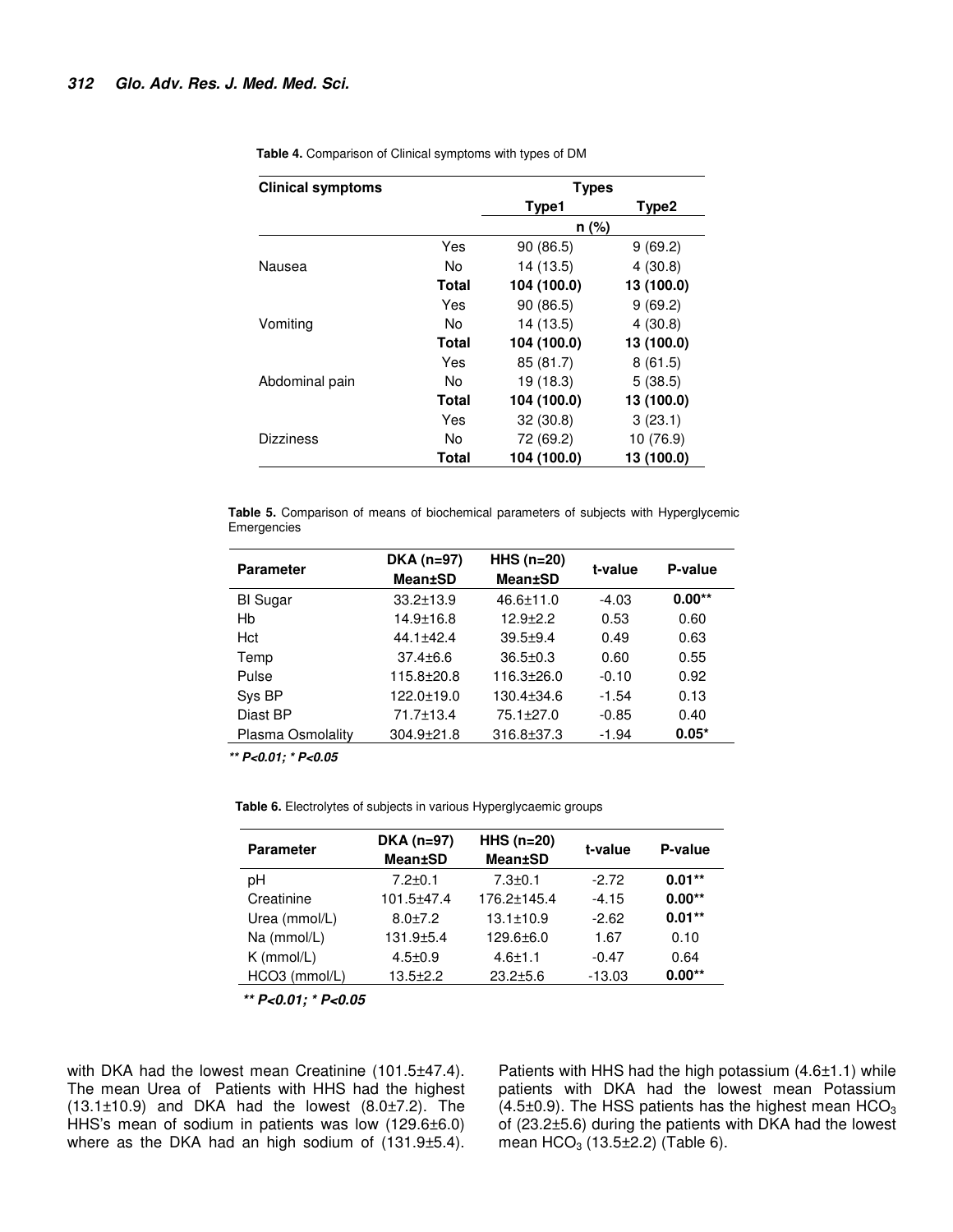**Table 4.** Comparison of Clinical symptoms with types of DM

| Clinical symptoms | | Types | |
|---|---|---|---|
| | | Type1 | Type2 |
| | | n (%) | |
| Nausea | Yes | 90 (86.5) | 9 (69.2) |
| | No | 14 (13.5) | 4 (30.8) |
| | **Total** | **104 (100.0)** | **13 (100.0)** |
| Vomiting | Yes | 90 (86.5) | 9 (69.2) |
| | No | 14 (13.5) | 4 (30.8) |
| | **Total** | **104 (100.0)** | **13 (100.0)** |
| Abdominal pain | Yes | 85 (81.7) | 8 (61.5) |
| | No | 19 (18.3) | 5 (38.5) |
| | **Total** | **104 (100.0)** | **13 (100.0)** |
| Dizziness | Yes | 32 (30.8) | 3 (23.1) |
| | No | 72 (69.2) | 10 (76.9) |
| | **Total** | **104 (100.0)** | **13 (100.0)** |

**Table 5.** Comparison of means of biochemical parameters of subjects with Hyperglycemic Emergencies

| Parameter | DKA (n=97) Mean±SD | HHS (n=20) Mean±SD | t-value | P-value |
|---|---|---|---|---|
| Bl Sugar | 33.2±13.9 | 46.6±11.0 | -4.03 | **0.00**** |
| Hb | 14.9±16.8 | 12.9±2.2 | 0.53 | 0.60 |
| Hct | 44.1±42.4 | 39.5±9.4 | 0.49 | 0.63 |
| Temp | 37.4±6.6 | 36.5±0.3 | 0.60 | 0.55 |
| Pulse | 115.8±20.8 | 116.3±26.0 | -0.10 | 0.92 |
| Sys BP | 122.0±19.0 | 130.4±34.6 | -1.54 | 0.13 |
| Diast BP | 71.7±13.4 | 75.1±27.0 | -0.85 | 0.40 |
| Plasma Osmolality | 304.9±21.8 | 316.8±37.3 | -1.94 | **0.05*** |

***\*\* P<0.01; \* P<0.05***

**Table 6.** Electrolytes of subjects in various Hyperglycaemic groups

| Parameter | DKA (n=97) Mean±SD | HHS (n=20) Mean±SD | t-value | P-value |
|---|---|---|---|---|
| pH | 7.2±0.1 | 7.3±0.1 | -2.72 | **0.01**** |
| Creatinine | 101.5±47.4 | 176.2±145.4 | -4.15 | **0.00**** |
| Urea (mmol/L) | 8.0±7.2 | 13.1±10.9 | -2.62 | **0.01**** |
| Na (mmol/L) | 131.9±5.4 | 129.6±6.0 | 1.67 | 0.10 |
| K (mmol/L) | 4.5±0.9 | 4.6±1.1 | -0.47 | 0.64 |
| HCO3 (mmol/L) | 13.5±2.2 | 23.2±5.6 | -13.03 | **0.00**** |

***\*\* P<0.01; \* P<0.05***

with DKA had the lowest mean Creatinine (101.5±47.4). The mean Urea of Patients with HHS had the highest (13.1±10.9) and DKA had the lowest (8.0±7.2). The HHS's mean of sodium in patients was low (129.6±6.0) where as the DKA had an high sodium of (131.9±5.4). Patients with HHS had the high potassium (4.6±1.1) while patients with DKA had the lowest mean Potassium (4.5±0.9). The HSS patients has the highest mean $HCO_3$ of (23.2±5.6) during the patients with DKA had the lowest mean $HCO_3$ (13.5±2.2) (Table 6).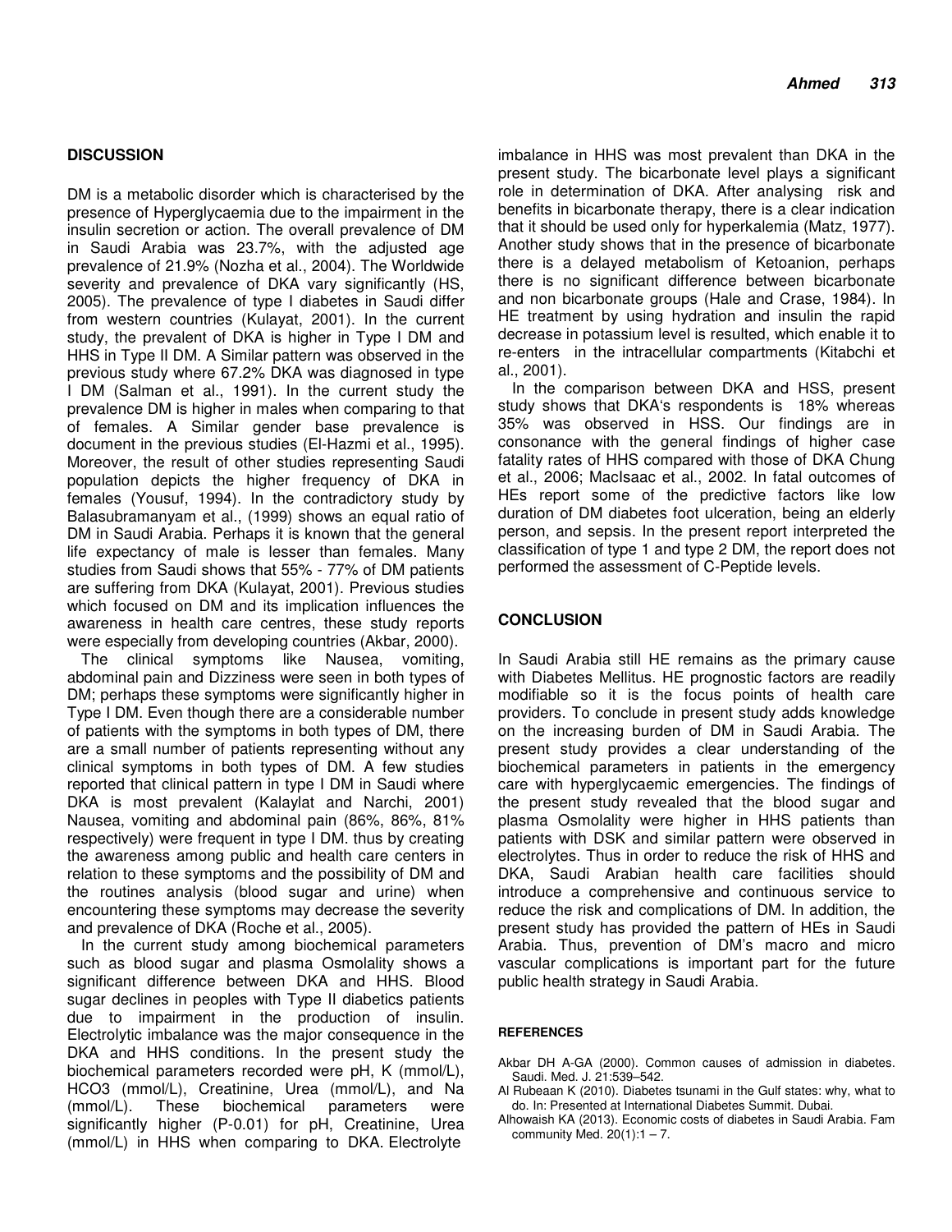## DISCUSSION

DM is a metabolic disorder which is characterised by the presence of Hyperglycaemia due to the impairment in the insulin secretion or action. The overall prevalence of DM in Saudi Arabia was 23.7%, with the adjusted age prevalence of 21.9% (Nozha et al., 2004). The Worldwide severity and prevalence of DKA vary significantly (HS, 2005). The prevalence of type I diabetes in Saudi differ from western countries (Kulayat, 2001). In the current study, the prevalent of DKA is higher in Type I DM and HHS in Type II DM. A Similar pattern was observed in the previous study where 67.2% DKA was diagnosed in type I DM (Salman et al., 1991). In the current study the prevalence DM is higher in males when comparing to that of females. A Similar gender base prevalence is document in the previous studies (El-Hazmi et al., 1995). Moreover, the result of other studies representing Saudi population depicts the higher frequency of DKA in females (Yousuf, 1994). In the contradictory study by Balasubramanyam et al., (1999) shows an equal ratio of DM in Saudi Arabia. Perhaps it is known that the general life expectancy of male is lesser than females. Many studies from Saudi shows that 55% - 77% of DM patients are suffering from DKA (Kulayat, 2001). Previous studies which focused on DM and its implication influences the awareness in health care centres, these study reports were especially from developing countries (Akbar, 2000).

The clinical symptoms like Nausea, vomiting, abdominal pain and Dizziness were seen in both types of DM; perhaps these symptoms were significantly higher in Type I DM. Even though there are a considerable number of patients with the symptoms in both types of DM, there are a small number of patients representing without any clinical symptoms in both types of DM. A few studies reported that clinical pattern in type I DM in Saudi where DKA is most prevalent (Kalaylat and Narchi, 2001) Nausea, vomiting and abdominal pain (86%, 86%, 81% respectively) were frequent in type I DM. thus by creating the awareness among public and health care centers in relation to these symptoms and the possibility of DM and the routines analysis (blood sugar and urine) when encountering these symptoms may decrease the severity and prevalence of DKA (Roche et al., 2005).

In the current study among biochemical parameters such as blood sugar and plasma Osmolality shows a significant difference between DKA and HHS. Blood sugar declines in peoples with Type II diabetics patients due to impairment in the production of insulin. Electrolytic imbalance was the major consequence in the DKA and HHS conditions. In the present study the biochemical parameters recorded were pH, K (mmol/L), $HCO_3$ (mmol/L), Creatinine, Urea (mmol/L), and Na (mmol/L). These biochemical parameters were significantly higher (P-0.01) for pH, Creatinine, Urea (mmol/L) in HHS when comparing to DKA. Electrolyte imbalance in HHS was most prevalent than DKA in the present study. The bicarbonate level plays a significant role in determination of DKA. After analysing risk and benefits in bicarbonate therapy, there is a clear indication that it should be used only for hyperkalemia (Matz, 1977). Another study shows that in the presence of bicarbonate there is a delayed metabolism of Ketoanion, perhaps there is no significant difference between bicarbonate and non bicarbonate groups (Hale and Crase, 1984). In HE treatment by using hydration and insulin the rapid decrease in potassium level is resulted, which enable it to re-enters in the intracellular compartments (Kitabchi et al., 2001).

In the comparison between DKA and HSS, present study shows that DKA's respondents is 18% whereas 35% was observed in HSS. Our findings are in consonance with the general findings of higher case fatality rates of HHS compared with those of DKA Chung et al., 2006; MacIsaac et al., 2002. In fatal outcomes of HEs report some of the predictive factors like low duration of DM diabetes foot ulceration, being an elderly person, and sepsis. In the present report interpreted the classification of type 1 and type 2 DM, the report does not performed the assessment of C-Peptide levels.

## CONCLUSION

In Saudi Arabia still HE remains as the primary cause with Diabetes Mellitus. HE prognostic factors are readily modifiable so it is the focus points of health care providers. To conclude in present study adds knowledge on the increasing burden of DM in Saudi Arabia. The present study provides a clear understanding of the biochemical parameters in patients in the emergency care with hyperglycaemic emergencies. The findings of the present study revealed that the blood sugar and plasma Osmolality were higher in HHS patients than patients with DSK and similar pattern were observed in electrolytes. Thus in order to reduce the risk of HHS and DKA, Saudi Arabian health care facilities should introduce a comprehensive and continuous service to reduce the risk and complications of DM. In addition, the present study has provided the pattern of HEs in Saudi Arabia. Thus, prevention of DM's macro and micro vascular complications is important part for the future public health strategy in Saudi Arabia.

## REFERENCES

Akbar DH A-GA (2000). Common causes of admission in diabetes. Saudi. Med. J. 21:539–542.

Al Rubeaan K (2010). Diabetes tsunami in the Gulf states: why, what to do. In: Presented at International Diabetes Summit. Dubai.

Alhowaish KA (2013). Economic costs of diabetes in Saudi Arabia. Fam community Med. 20(1):1 – 7.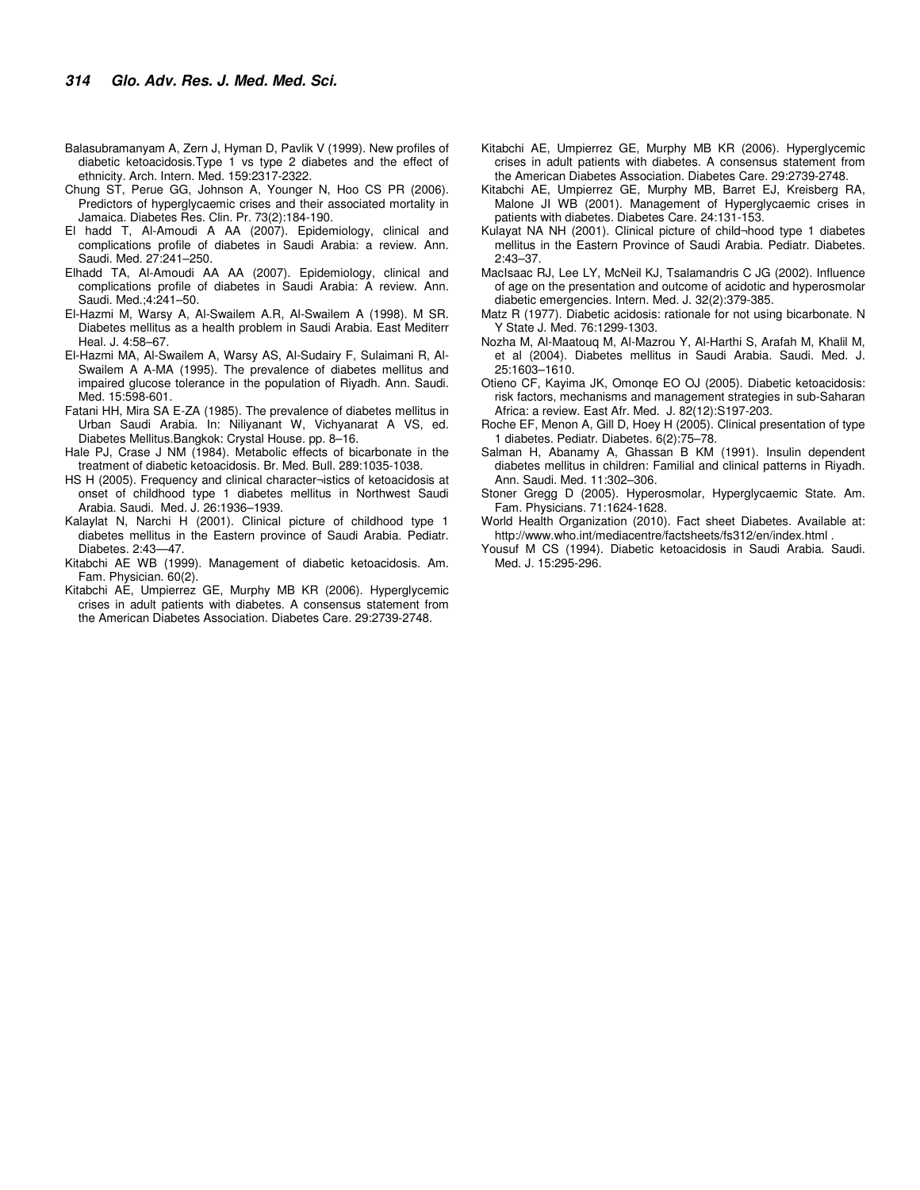Balasubramanyam A, Zern J, Hyman D, Pavlik V (1999). New profiles of diabetic ketoacidosis.Type 1 vs type 2 diabetes and the effect of ethnicity. Arch. Intern. Med. 159:2317-2322.

Chung ST, Perue GG, Johnson A, Younger N, Hoo CS PR (2006). Predictors of hyperglycaemic crises and their associated mortality in Jamaica. Diabetes Res. Clin. Pr. 73(2):184-190.

El hadd T, Al-Amoudi A AA (2007). Epidemiology, clinical and complications profile of diabetes in Saudi Arabia: a review. Ann. Saudi. Med. 27:241–250.

Elhadd TA, Al-Amoudi AA AA (2007). Epidemiology, clinical and complications profile of diabetes in Saudi Arabia: A review. Ann. Saudi. Med.;4:241–50.

El-Hazmi M, Warsy A, Al-Swailem A.R, Al-Swailem A (1998). M SR. Diabetes mellitus as a health problem in Saudi Arabia. East Mediterr Heal. J. 4:58–67.

El-Hazmi MA, Al-Swailem A, Warsy AS, Al-Sudairy F, Sulaimani R, Al-Swailem A A-MA (1995). The prevalence of diabetes mellitus and impaired glucose tolerance in the population of Riyadh. Ann. Saudi. Med. 15:598-601.

Fatani HH, Mira SA E-ZA (1985). The prevalence of diabetes mellitus in Urban Saudi Arabia. In: Niliyanant W, Vichyanarat A VS, ed. Diabetes Mellitus.Bangkok: Crystal House. pp. 8–16.

Hale PJ, Crase J NM (1984). Metabolic effects of bicarbonate in the treatment of diabetic ketoacidosis. Br. Med. Bull. 289:1035-1038.

HS H (2005). Frequency and clinical character¬istics of ketoacidosis at onset of childhood type 1 diabetes mellitus in Northwest Saudi Arabia. Saudi. Med. J. 26:1936–1939.

Kalaylat N, Narchi H (2001). Clinical picture of childhood type 1 diabetes mellitus in the Eastern province of Saudi Arabia. Pediatr. Diabetes. 2:43—47.

Kitabchi AE WB (1999). Management of diabetic ketoacidosis. Am. Fam. Physician. 60(2).

Kitabchi AE, Umpierrez GE, Murphy MB KR (2006). Hyperglycemic crises in adult patients with diabetes. A consensus statement from the American Diabetes Association. Diabetes Care. 29:2739-2748.

Kitabchi AE, Umpierrez GE, Murphy MB KR (2006). Hyperglycemic crises in adult patients with diabetes. A consensus statement from the American Diabetes Association. Diabetes Care. 29:2739-2748.

Kitabchi AE, Umpierrez GE, Murphy MB, Barret EJ, Kreisberg RA, Malone JI WB (2001). Management of Hyperglycaemic crises in patients with diabetes. Diabetes Care. 24:131-153.

Kulayat NA NH (2001). Clinical picture of child¬hood type 1 diabetes mellitus in the Eastern Province of Saudi Arabia. Pediatr. Diabetes. 2:43–37.

MacIsaac RJ, Lee LY, McNeil KJ, Tsalamandris C JG (2002). Influence of age on the presentation and outcome of acidotic and hyperosmolar diabetic emergencies. Intern. Med. J. 32(2):379-385.

Matz R (1977). Diabetic acidosis: rationale for not using bicarbonate. N Y State J. Med. 76:1299-1303.

Nozha M, Al-Maatouq M, Al-Mazrou Y, Al-Harthi S, Arafah M, Khalil M, et al (2004). Diabetes mellitus in Saudi Arabia. Saudi. Med. J. 25:1603–1610.

Otieno CF, Kayima JK, Omonqe EO OJ (2005). Diabetic ketoacidosis: risk factors, mechanisms and management strategies in sub-Saharan Africa: a review. East Afr. Med. J. 82(12):S197-203.

Roche EF, Menon A, Gill D, Hoey H (2005). Clinical presentation of type 1 diabetes. Pediatr. Diabetes. 6(2):75–78.

Salman H, Abanamy A, Ghassan B KM (1991). Insulin dependent diabetes mellitus in children: Familial and clinical patterns in Riyadh. Ann. Saudi. Med. 11:302–306.

Stoner Gregg D (2005). Hyperosmolar, Hyperglycaemic State. Am. Fam. Physicians. 71:1624-1628.

World Health Organization (2010). Fact sheet Diabetes. Available at: http://www.who.int/mediacentre/factsheets/fs312/en/index.html .

Yousuf M CS (1994). Diabetic ketoacidosis in Saudi Arabia. Saudi. Med. J. 15:295-296.